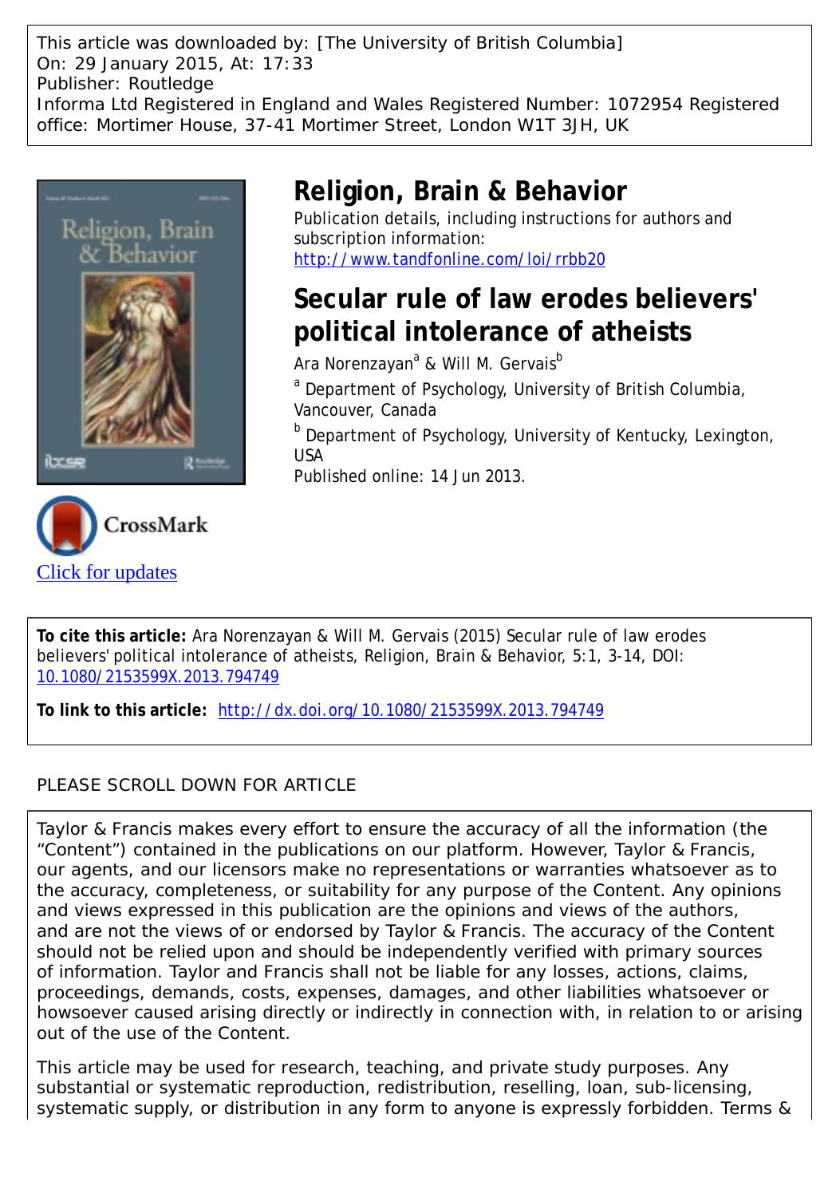This article was downloaded by: [The University of British Columbia]
On: 29 January 2015, At: 17:33
Publisher: Routledge
Informa Ltd Registered in England and Wales Registered Number: 1072954 Registered office: Mortimer House, 37-41 Mortimer Street, London W1T 3JH, UK

# Religion, Brain & Behavior

Publication details, including instructions for authors and subscription information:
http://www.tandfonline.com/loi/rrbb20

# Secular rule of law erodes believers' political intolerance of atheists

Ara Norenzayan[a] & Will M. Gervais[b]

[a] Department of Psychology, University of British Columbia, Vancouver, Canada

[b] Department of Psychology, University of Kentucky, Lexington, USA

Published online: 14 Jun 2013.

Click for updates

**To cite this article:** Ara Norenzayan & Will M. Gervais (2015) Secular rule of law erodes believers' political intolerance of atheists, Religion, Brain & Behavior, 5:1, 3-14, DOI: 10.1080/2153599X.2013.794749

**To link to this article:** http://dx.doi.org/10.1080/2153599X.2013.794749

PLEASE SCROLL DOWN FOR ARTICLE

Taylor & Francis makes every effort to ensure the accuracy of all the information (the "Content") contained in the publications on our platform. However, Taylor & Francis, our agents, and our licensors make no representations or warranties whatsoever as to the accuracy, completeness, or suitability for any purpose of the Content. Any opinions and views expressed in this publication are the opinions and views of the authors, and are not the views of or endorsed by Taylor & Francis. The accuracy of the Content should not be relied upon and should be independently verified with primary sources of information. Taylor and Francis shall not be liable for any losses, actions, claims, proceedings, demands, costs, expenses, damages, and other liabilities whatsoever or howsoever caused arising directly or indirectly in connection with, in relation to or arising out of the use of the Content.

This article may be used for research, teaching, and private study purposes. Any substantial or systematic reproduction, redistribution, reselling, loan, sub-licensing, systematic supply, or distribution in any form to anyone is expressly forbidden. Terms &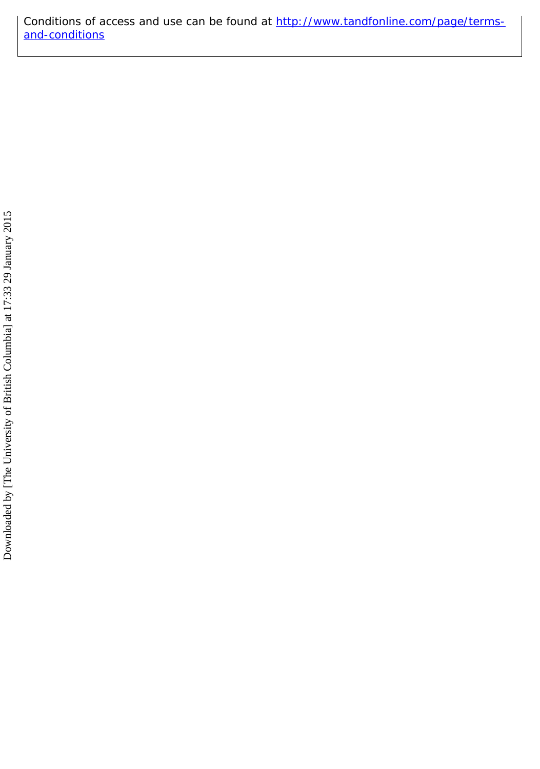Conditions of access and use can be found at [http://www.tandfonline.com/page/terms-and-conditions](http://www.tandfonline.com/page/terms-and-conditions)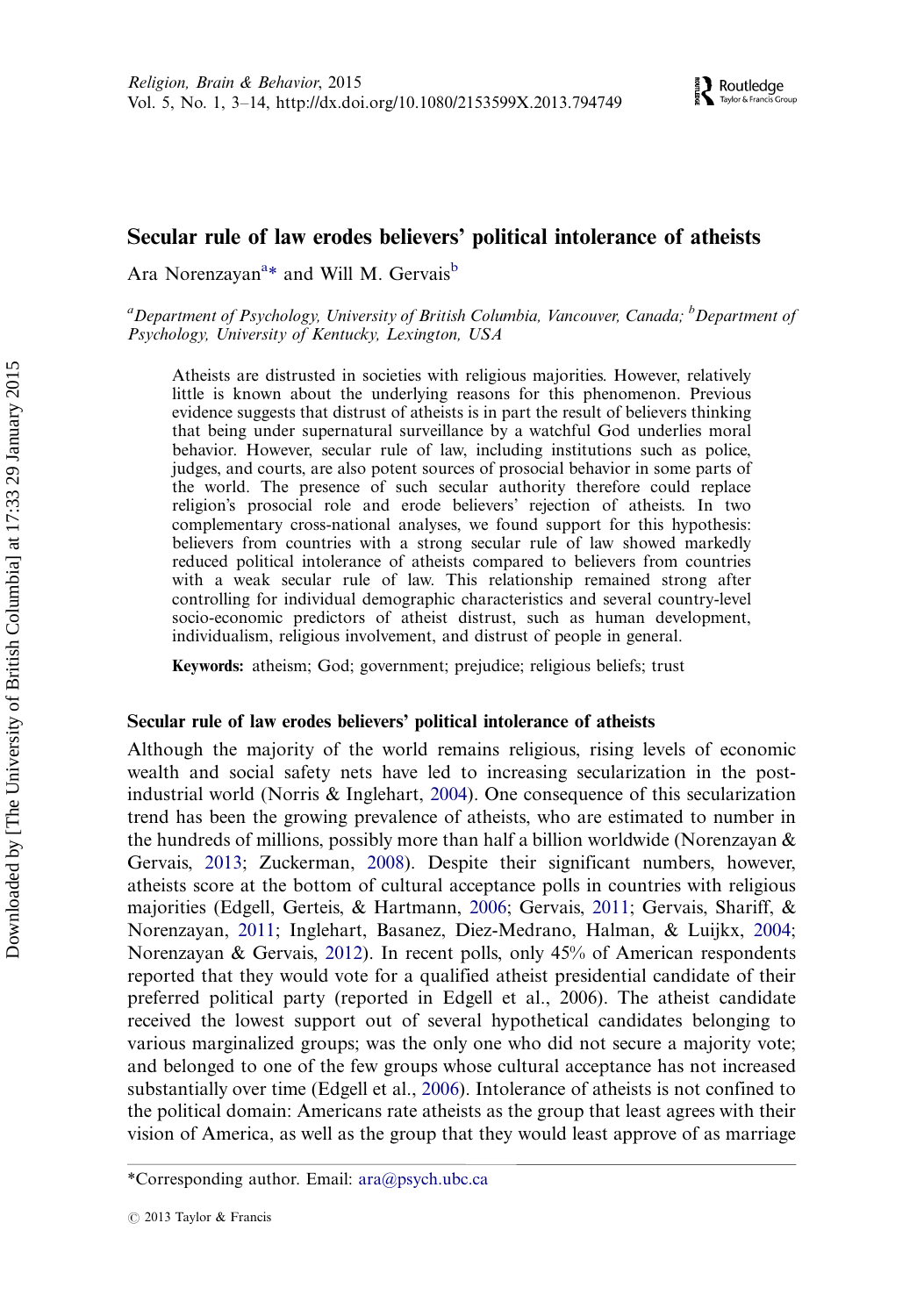# Secular rule of law erodes believers' political intolerance of atheists

Ara Norenzayan[a*] and Will M. Gervais[b]

[a]*Department of Psychology, University of British Columbia, Vancouver, Canada;* [b]*Department of Psychology, University of Kentucky, Lexington, USA*

> Atheists are distrusted in societies with religious majorities. However, relatively little is known about the underlying reasons for this phenomenon. Previous evidence suggests that distrust of atheists is in part the result of believers thinking that being under supernatural surveillance by a watchful God underlies moral behavior. However, secular rule of law, including institutions such as police, judges, and courts, are also potent sources of prosocial behavior in some parts of the world. The presence of such secular authority therefore could replace religion's prosocial role and erode believers' rejection of atheists. In two complementary cross-national analyses, we found support for this hypothesis: believers from countries with a strong secular rule of law showed markedly reduced political intolerance of atheists compared to believers from countries with a weak secular rule of law. This relationship remained strong after controlling for individual demographic characteristics and several country-level socio-economic predictors of atheist distrust, such as human development, individualism, religious involvement, and distrust of people in general.
>
> **Keywords:** atheism; God; government; prejudice; religious beliefs; trust

## Secular rule of law erodes believers' political intolerance of atheists

Although the majority of the world remains religious, rising levels of economic wealth and social safety nets have led to increasing secularization in the post-industrial world (Norris & Inglehart, 2004). One consequence of this secularization trend has been the growing prevalence of atheists, who are estimated to number in the hundreds of millions, possibly more than half a billion worldwide (Norenzayan & Gervais, 2013; Zuckerman, 2008). Despite their significant numbers, however, atheists score at the bottom of cultural acceptance polls in countries with religious majorities (Edgell, Gerteis, & Hartmann, 2006; Gervais, 2011; Gervais, Shariff, & Norenzayan, 2011; Inglehart, Basanez, Diez-Medrano, Halman, & Luijkx, 2004; Norenzayan & Gervais, 2012). In recent polls, only 45% of American respondents reported that they would vote for a qualified atheist presidential candidate of their preferred political party (reported in Edgell et al., 2006). The atheist candidate received the lowest support out of several hypothetical candidates belonging to various marginalized groups; was the only one who did not secure a majority vote; and belonged to one of the few groups whose cultural acceptance has not increased substantially over time (Edgell et al., 2006). Intolerance of atheists is not confined to the political domain: Americans rate atheists as the group that least agrees with their vision of America, as well as the group that they would least approve of as marriage

---

*Corresponding author. Email: ara@psych.ubc.ca

© 2013 Taylor & Francis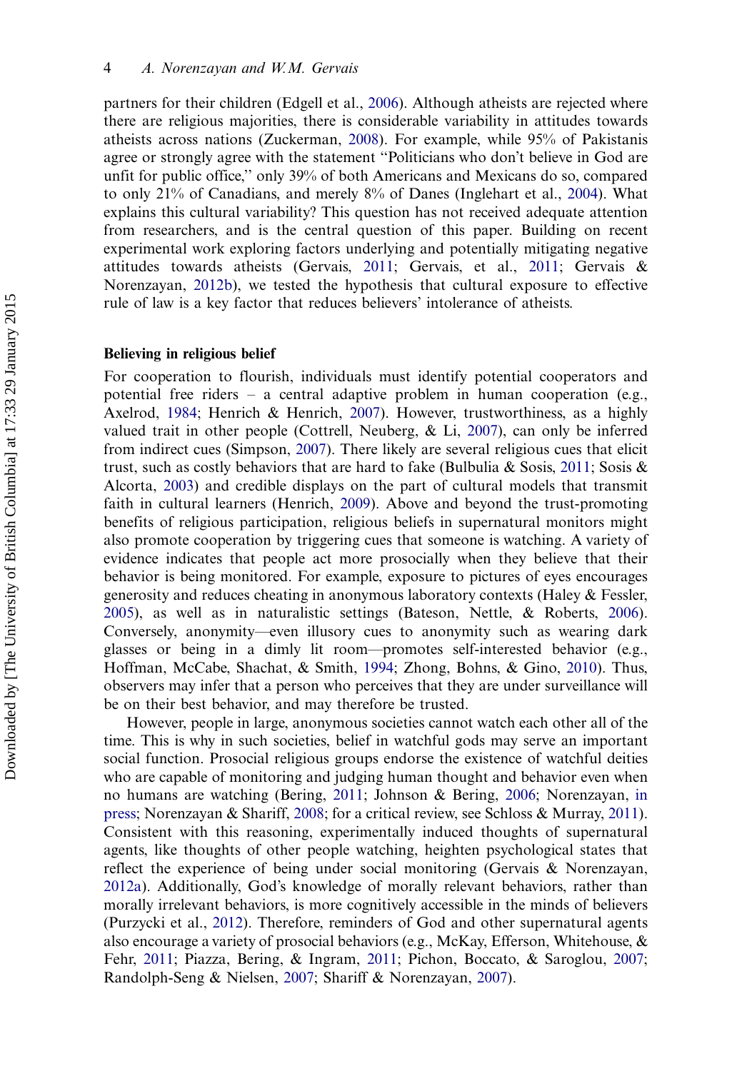partners for their children (Edgell et al., 2006). Although atheists are rejected where there are religious majorities, there is considerable variability in attitudes towards atheists across nations (Zuckerman, 2008). For example, while 95% of Pakistanis agree or strongly agree with the statement "Politicians who don't believe in God are unfit for public office," only 39% of both Americans and Mexicans do so, compared to only 21% of Canadians, and merely 8% of Danes (Inglehart et al., 2004). What explains this cultural variability? This question has not received adequate attention from researchers, and is the central question of this paper. Building on recent experimental work exploring factors underlying and potentially mitigating negative attitudes towards atheists (Gervais, 2011; Gervais, et al., 2011; Gervais & Norenzayan, 2012b), we tested the hypothesis that cultural exposure to effective rule of law is a key factor that reduces believers' intolerance of atheists.

## Believing in religious belief

For cooperation to flourish, individuals must identify potential cooperators and potential free riders – a central adaptive problem in human cooperation (e.g., Axelrod, 1984; Henrich & Henrich, 2007). However, trustworthiness, as a highly valued trait in other people (Cottrell, Neuberg, & Li, 2007), can only be inferred from indirect cues (Simpson, 2007). There likely are several religious cues that elicit trust, such as costly behaviors that are hard to fake (Bulbulia & Sosis, 2011; Sosis & Alcorta, 2003) and credible displays on the part of cultural models that transmit faith in cultural learners (Henrich, 2009). Above and beyond the trust-promoting benefits of religious participation, religious beliefs in supernatural monitors might also promote cooperation by triggering cues that someone is watching. A variety of evidence indicates that people act more prosocially when they believe that their behavior is being monitored. For example, exposure to pictures of eyes encourages generosity and reduces cheating in anonymous laboratory contexts (Haley & Fessler, 2005), as well as in naturalistic settings (Bateson, Nettle, & Roberts, 2006). Conversely, anonymity—even illusory cues to anonymity such as wearing dark glasses or being in a dimly lit room—promotes self-interested behavior (e.g., Hoffman, McCabe, Shachat, & Smith, 1994; Zhong, Bohns, & Gino, 2010). Thus, observers may infer that a person who perceives that they are under surveillance will be on their best behavior, and may therefore be trusted.

However, people in large, anonymous societies cannot watch each other all of the time. This is why in such societies, belief in watchful gods may serve an important social function. Prosocial religious groups endorse the existence of watchful deities who are capable of monitoring and judging human thought and behavior even when no humans are watching (Bering, 2011; Johnson & Bering, 2006; Norenzayan, in press; Norenzayan & Shariff, 2008; for a critical review, see Schloss & Murray, 2011). Consistent with this reasoning, experimentally induced thoughts of supernatural agents, like thoughts of other people watching, heighten psychological states that reflect the experience of being under social monitoring (Gervais & Norenzayan, 2012a). Additionally, God's knowledge of morally relevant behaviors, rather than morally irrelevant behaviors, is more cognitively accessible in the minds of believers (Purzycki et al., 2012). Therefore, reminders of God and other supernatural agents also encourage a variety of prosocial behaviors (e.g., McKay, Efferson, Whitehouse, & Fehr, 2011; Piazza, Bering, & Ingram, 2011; Pichon, Boccato, & Saroglou, 2007; Randolph-Seng & Nielsen, 2007; Shariff & Norenzayan, 2007).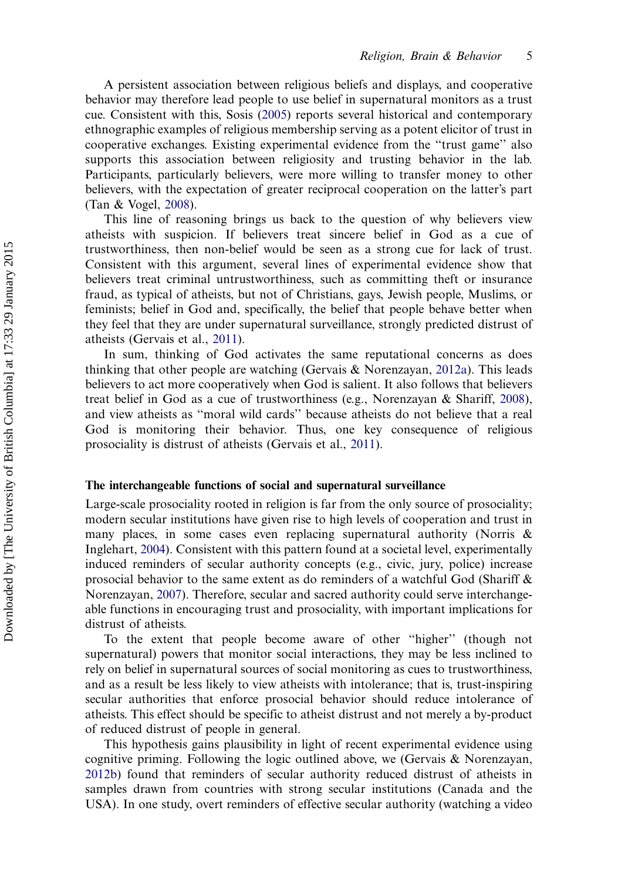A persistent association between religious beliefs and displays, and cooperative behavior may therefore lead people to use belief in supernatural monitors as a trust cue. Consistent with this, Sosis (2005) reports several historical and contemporary ethnographic examples of religious membership serving as a potent elicitor of trust in cooperative exchanges. Existing experimental evidence from the "trust game" also supports this association between religiosity and trusting behavior in the lab. Participants, particularly believers, were more willing to transfer money to other believers, with the expectation of greater reciprocal cooperation on the latter's part (Tan & Vogel, 2008).

This line of reasoning brings us back to the question of why believers view atheists with suspicion. If believers treat sincere belief in God as a cue of trustworthiness, then non-belief would be seen as a strong cue for lack of trust. Consistent with this argument, several lines of experimental evidence show that believers treat criminal untrustworthiness, such as committing theft or insurance fraud, as typical of atheists, but not of Christians, gays, Jewish people, Muslims, or feminists; belief in God and, specifically, the belief that people behave better when they feel that they are under supernatural surveillance, strongly predicted distrust of atheists (Gervais et al., 2011).

In sum, thinking of God activates the same reputational concerns as does thinking that other people are watching (Gervais & Norenzayan, 2012a). This leads believers to act more cooperatively when God is salient. It also follows that believers treat belief in God as a cue of trustworthiness (e.g., Norenzayan & Shariff, 2008), and view atheists as "moral wild cards" because atheists do not believe that a real God is monitoring their behavior. Thus, one key consequence of religious prosociality is distrust of atheists (Gervais et al., 2011).

### The interchangeable functions of social and supernatural surveillance

Large-scale prosociality rooted in religion is far from the only source of prosociality; modern secular institutions have given rise to high levels of cooperation and trust in many places, in some cases even replacing supernatural authority (Norris & Inglehart, 2004). Consistent with this pattern found at a societal level, experimentally induced reminders of secular authority concepts (e.g., civic, jury, police) increase prosocial behavior to the same extent as do reminders of a watchful God (Shariff & Norenzayan, 2007). Therefore, secular and sacred authority could serve interchangeable functions in encouraging trust and prosociality, with important implications for distrust of atheists.

To the extent that people become aware of other "higher" (though not supernatural) powers that monitor social interactions, they may be less inclined to rely on belief in supernatural sources of social monitoring as cues to trustworthiness, and as a result be less likely to view atheists with intolerance; that is, trust-inspiring secular authorities that enforce prosocial behavior should reduce intolerance of atheists. This effect should be specific to atheist distrust and not merely a by-product of reduced distrust of people in general.

This hypothesis gains plausibility in light of recent experimental evidence using cognitive priming. Following the logic outlined above, we (Gervais & Norenzayan, 2012b) found that reminders of secular authority reduced distrust of atheists in samples drawn from countries with strong secular institutions (Canada and the USA). In one study, overt reminders of effective secular authority (watching a video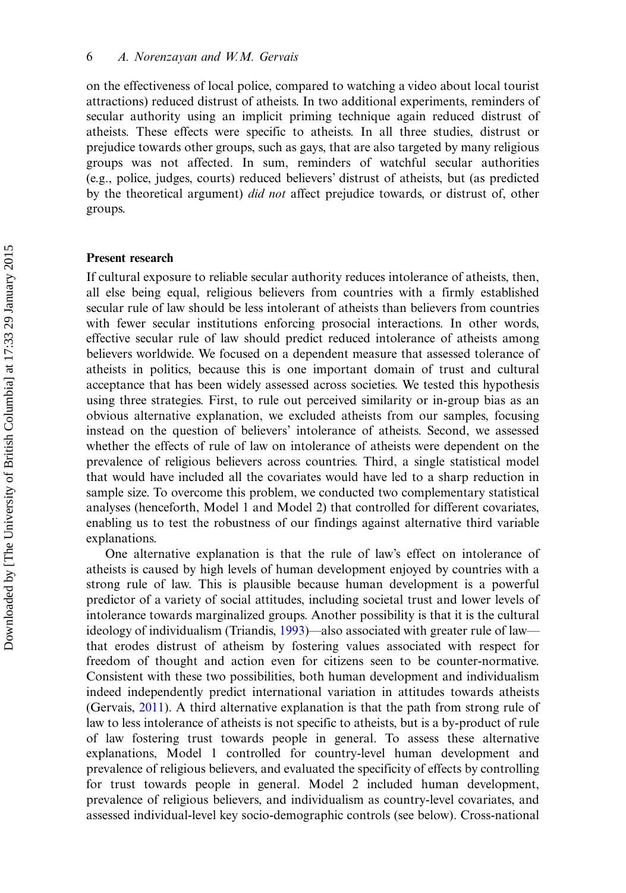on the effectiveness of local police, compared to watching a video about local tourist attractions) reduced distrust of atheists. In two additional experiments, reminders of secular authority using an implicit priming technique again reduced distrust of atheists. These effects were specific to atheists. In all three studies, distrust or prejudice towards other groups, such as gays, that are also targeted by many religious groups was not affected. In sum, reminders of watchful secular authorities (e.g., police, judges, courts) reduced believers' distrust of atheists, but (as predicted by the theoretical argument) *did not* affect prejudice towards, or distrust of, other groups.

## Present research

If cultural exposure to reliable secular authority reduces intolerance of atheists, then, all else being equal, religious believers from countries with a firmly established secular rule of law should be less intolerant of atheists than believers from countries with fewer secular institutions enforcing prosocial interactions. In other words, effective secular rule of law should predict reduced intolerance of atheists among believers worldwide. We focused on a dependent measure that assessed tolerance of atheists in politics, because this is one important domain of trust and cultural acceptance that has been widely assessed across societies. We tested this hypothesis using three strategies. First, to rule out perceived similarity or in-group bias as an obvious alternative explanation, we excluded atheists from our samples, focusing instead on the question of believers' intolerance of atheists. Second, we assessed whether the effects of rule of law on intolerance of atheists were dependent on the prevalence of religious believers across countries. Third, a single statistical model that would have included all the covariates would have led to a sharp reduction in sample size. To overcome this problem, we conducted two complementary statistical analyses (henceforth, Model 1 and Model 2) that controlled for different covariates, enabling us to test the robustness of our findings against alternative third variable explanations.

One alternative explanation is that the rule of law's effect on intolerance of atheists is caused by high levels of human development enjoyed by countries with a strong rule of law. This is plausible because human development is a powerful predictor of a variety of social attitudes, including societal trust and lower levels of intolerance towards marginalized groups. Another possibility is that it is the cultural ideology of individualism (Triandis, 1993)—also associated with greater rule of law—that erodes distrust of atheism by fostering values associated with respect for freedom of thought and action even for citizens seen to be counter-normative. Consistent with these two possibilities, both human development and individualism indeed independently predict international variation in attitudes towards atheists (Gervais, 2011). A third alternative explanation is that the path from strong rule of law to less intolerance of atheists is not specific to atheists, but is a by-product of rule of law fostering trust towards people in general. To assess these alternative explanations, Model 1 controlled for country-level human development and prevalence of religious believers, and evaluated the specificity of effects by controlling for trust towards people in general. Model 2 included human development, prevalence of religious believers, and individualism as country-level covariates, and assessed individual-level key socio-demographic controls (see below). Cross-national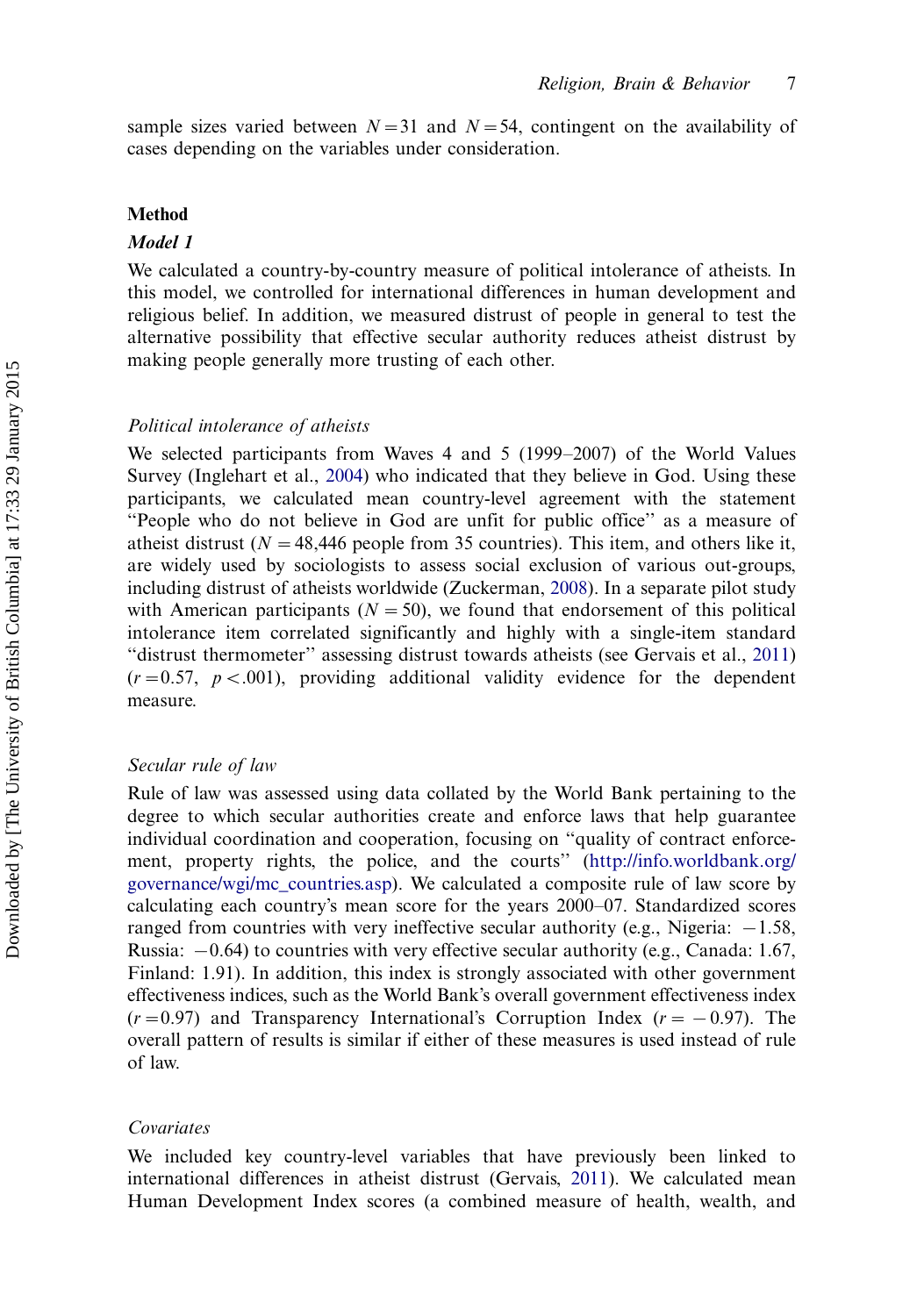sample sizes varied between $N = 31$ and $N = 54$, contingent on the availability of cases depending on the variables under consideration.

## Method

### *Model 1*

We calculated a country-by-country measure of political intolerance of atheists. In this model, we controlled for international differences in human development and religious belief. In addition, we measured distrust of people in general to test the alternative possibility that effective secular authority reduces atheist distrust by making people generally more trusting of each other.

#### *Political intolerance of atheists*

We selected participants from Waves 4 and 5 (1999–2007) of the World Values Survey (Inglehart et al., 2004) who indicated that they believe in God. Using these participants, we calculated country-level mean agreement with the statement "People who do not believe in God are unfit for public office" as a measure of atheist distrust ($N = 48{,}446$ people from 35 countries). This item, and others like it, are widely used by sociologists to assess social exclusion of various out-groups, including distrust of atheists worldwide (Zuckerman, 2008). In a separate pilot study with American participants ($N = 50$), we found that endorsement of this political intolerance item correlated significantly and highly with a single-item standard "distrust thermometer" assessing distrust towards atheists (see Gervais et al., 2011) ($r = 0.57$, $p < .001$), providing additional validity evidence for the dependent measure.

#### *Secular rule of law*

Rule of law was assessed using data collated by the World Bank pertaining to the degree to which secular authorities create and enforce laws that help guarantee individual coordination and cooperation, focusing on "quality of contract enforcement, property rights, the police, and the courts" (http://info.worldbank.org/governance/wgi/mc_countries.asp). We calculated a composite rule of law score by calculating each country's mean score for the years 2000–07. Standardized scores ranged from countries with very ineffective secular authority (e.g., Nigeria: $-1.58$, Russia: $-0.64$) to countries with very effective secular authority (e.g., Canada: 1.67, Finland: 1.91). In addition, this index is strongly associated with other government effectiveness indices, such as the World Bank's overall government effectiveness index ($r = 0.97$) and Transparency International's Corruption Index ($r = -0.97$). The overall pattern of results is similar if either of these measures is used instead of rule of law.

#### *Covariates*

We included key country-level variables that have previously been linked to international differences in atheist distrust (Gervais, 2011). We calculated mean Human Development Index scores (a combined measure of health, wealth, and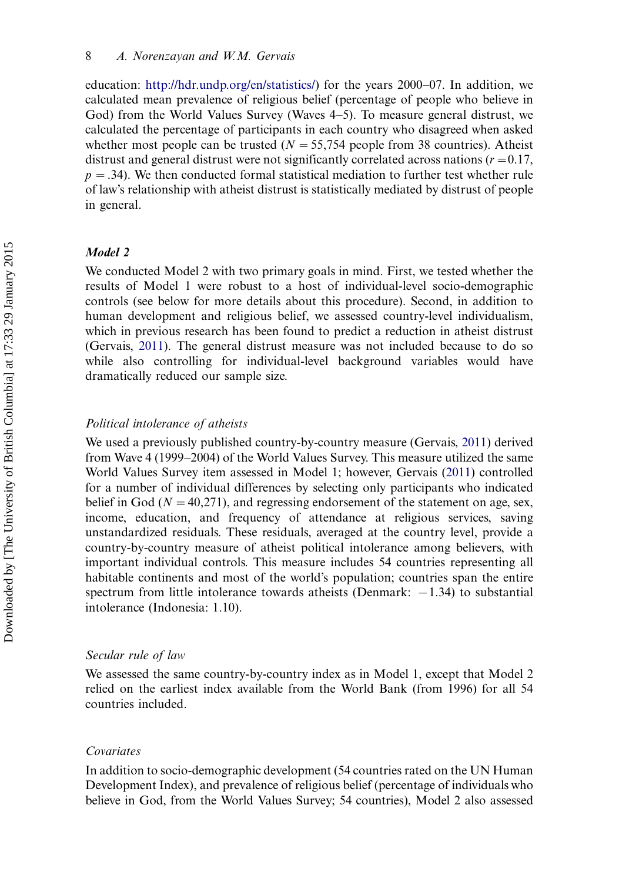education: http://hdr.undp.org/en/statistics/) for the years 2000–07. In addition, we calculated mean prevalence of religious belief (percentage of people who believe in God) from the World Values Survey (Waves 4–5). To measure general distrust, we calculated the percentage of participants in each country who disagreed when asked whether most people can be trusted ($N = 55{,}754$ people from 38 countries). Atheist distrust and general distrust were not significantly correlated across nations ($r = 0.17$, $p = .34$). We then conducted formal statistical mediation to further test whether rule of law's relationship with atheist distrust is statistically mediated by distrust of people in general.

### *Model 2*

We conducted Model 2 with two primary goals in mind. First, we tested whether the results of Model 1 were robust to a host of individual-level socio-demographic controls (see below for more details about this procedure). Second, in addition to human development and religious belief, we assessed country-level individualism, which in previous research has been found to predict a reduction in atheist distrust (Gervais, 2011). The general distrust measure was not included because to do so while also controlling for individual-level background variables would have dramatically reduced our sample size.

#### *Political intolerance of atheists*

We used a previously published country-by-country measure (Gervais, 2011) derived from Wave 4 (1999–2004) of the World Values Survey. This measure utilized the same World Values Survey item assessed in Model 1; however, Gervais (2011) controlled for a number of individual differences by selecting only participants who indicated belief in God ($N = 40{,}271$), and regressing endorsement of the statement on age, sex, income, education, and frequency of attendance at religious services, saving unstandardized residuals. These residuals, averaged at the country level, provide a country-by-country measure of atheist political intolerance among believers, with important individual controls. This measure includes 54 countries representing all habitable continents and most of the world's population; countries span the entire spectrum from little intolerance towards atheists (Denmark: $-1.34$) to substantial intolerance (Indonesia: 1.10).

#### *Secular rule of law*

We assessed the same country-by-country index as in Model 1, except that Model 2 relied on the earliest index available from the World Bank (from 1996) for all 54 countries included.

#### *Covariates*

In addition to socio-demographic development (54 countries rated on the UN Human Development Index), and prevalence of religious belief (percentage of individuals who believe in God, from the World Values Survey; 54 countries), Model 2 also assessed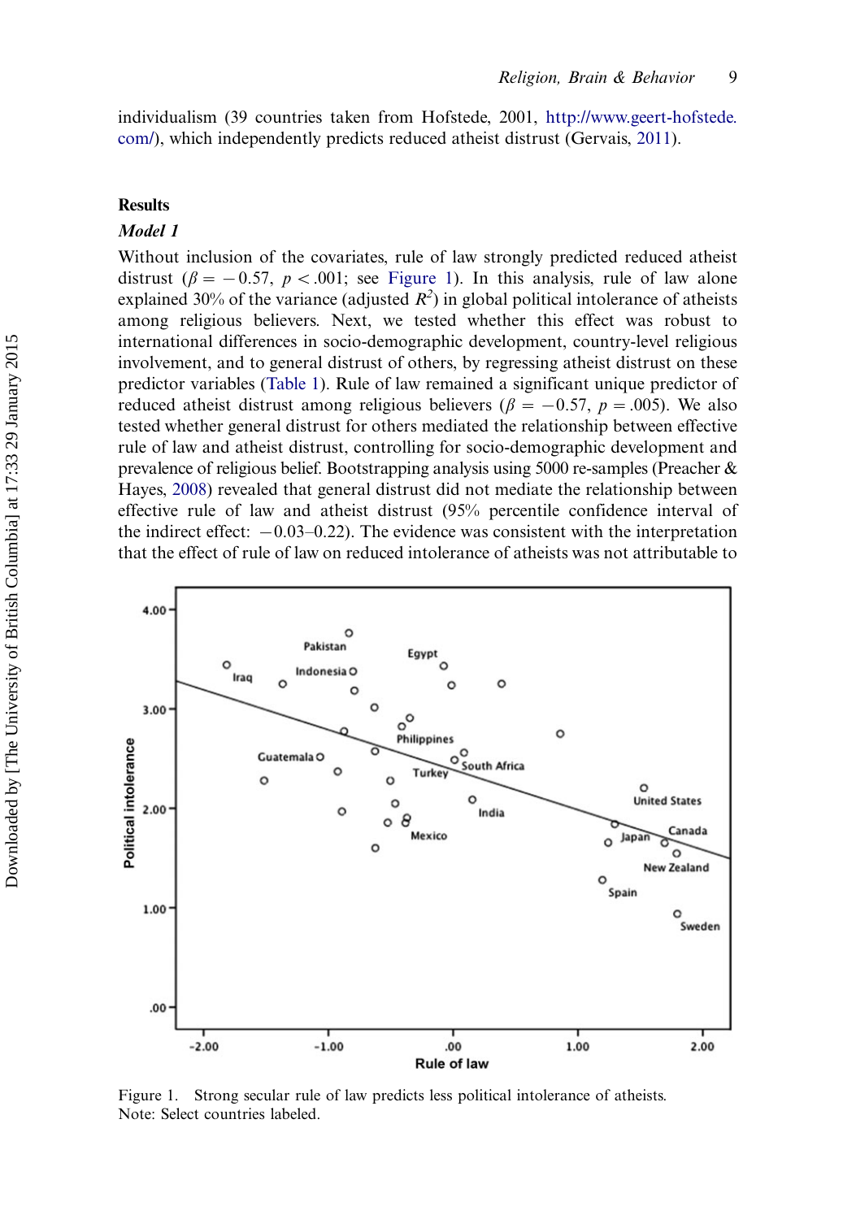individualism (39 countries taken from Hofstede, 2001, http://www.geert-hofstede.com/), which independently predicts reduced atheist distrust (Gervais, 2011).

## Results

### *Model 1*

Without inclusion of the covariates, rule of law strongly predicted reduced atheist distrust ($\beta = -0.57$, $p < .001$; see Figure 1). In this analysis, rule of law alone explained 30% of the variance (adjusted $R^2$) in global political intolerance of atheists among religious believers. Next, we tested whether this effect was robust to international differences in socio-demographic development, country-level religious involvement, and to general distrust of others, by regressing atheist distrust on these predictor variables (Table 1). Rule of law remained a significant unique predictor of reduced atheist distrust among religious believers ($\beta = -0.57$, $p = .005$). We also tested whether general distrust for others mediated the relationship between effective rule of law and atheist distrust, controlling for socio-demographic development and prevalence of religious belief. Bootstrapping analysis using 5000 re-samples (Preacher & Hayes, 2008) revealed that general distrust did not mediate the relationship between effective rule of law and atheist distrust (95% percentile confidence interval of the indirect effect: $-0.03$–$0.22$). The evidence was consistent with the interpretation that the effect of rule of law on reduced intolerance of atheists was not attributable to

Figure 1. Strong secular rule of law predicts less political intolerance of atheists.
Note: Select countries labeled.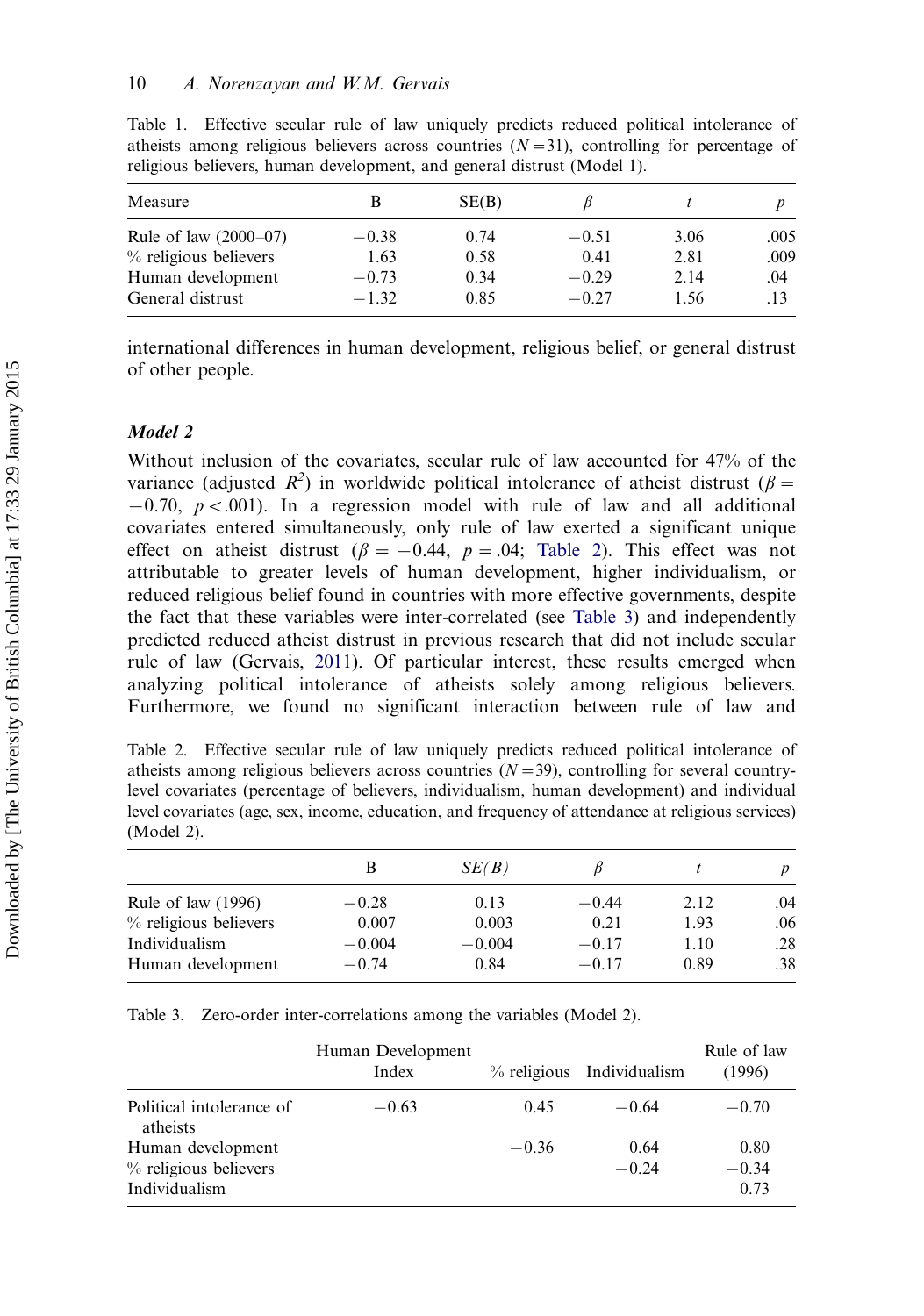Table 1. Effective secular rule of law uniquely predicts reduced political intolerance of atheists among religious believers across countries ($N = 31$), controlling for percentage of religious believers, human development, and general distrust (Model 1).

| Measure | B | SE(B) | $\beta$ | $t$ | $p$ |
|---|---|---|---|---|---|
| Rule of law (2000–07) | −0.38 | 0.74 | −0.51 | 3.06 | .005 |
| % religious believers | 1.63 | 0.58 | 0.41 | 2.81 | .009 |
| Human development | −0.73 | 0.34 | −0.29 | 2.14 | .04 |
| General distrust | −1.32 | 0.85 | −0.27 | 1.56 | .13 |

international differences in human development, religious belief, or general distrust of other people.

### *Model 2*

Without inclusion of the covariates, secular rule of law accounted for 47% of the variance (adjusted $R^2$) in worldwide political intolerance of atheist distrust ($\beta = -0.70$, $p < .001$). In a regression model with rule of law and all additional covariates entered simultaneously, only rule of law exerted a significant unique effect on atheist distrust ($\beta = -0.44$, $p = .04$; Table 2). This effect was not attributable to greater levels of human development, higher individualism, or reduced religious belief found in countries with more effective governments, despite the fact that these variables were inter-correlated (see Table 3) and independently predicted reduced atheist distrust in previous research that did not include secular rule of law (Gervais, 2011). Of particular interest, these results emerged when analyzing political intolerance of atheists solely among religious believers. Furthermore, we found no significant interaction between rule of law and

Table 2. Effective secular rule of law uniquely predicts reduced political intolerance of atheists among religious believers across countries ($N = 39$), controlling for several country-level covariates (percentage of believers, individualism, human development) and individual level covariates (age, sex, income, education, and frequency of attendance at religious services) (Model 2).

| | B | *SE(B)* | $\beta$ | $t$ | $p$ |
|---|---|---|---|---|---|
| Rule of law (1996) | −0.28 | 0.13 | −0.44 | 2.12 | .04 |
| % religious believers | 0.007 | 0.003 | 0.21 | 1.93 | .06 |
| Individualism | −0.004 | −0.004 | −0.17 | 1.10 | .28 |
| Human development | −0.74 | 0.84 | −0.17 | 0.89 | .38 |

Table 3. Zero-order inter-correlations among the variables (Model 2).

| | Human Development Index | % religious | Individualism | Rule of law (1996) |
|---|---|---|---|---|
| Political intolerance of atheists | −0.63 | 0.45 | −0.64 | −0.70 |
| Human development | | −0.36 | 0.64 | 0.80 |
| % religious believers | | | −0.24 | −0.34 |
| Individualism | | | | 0.73 |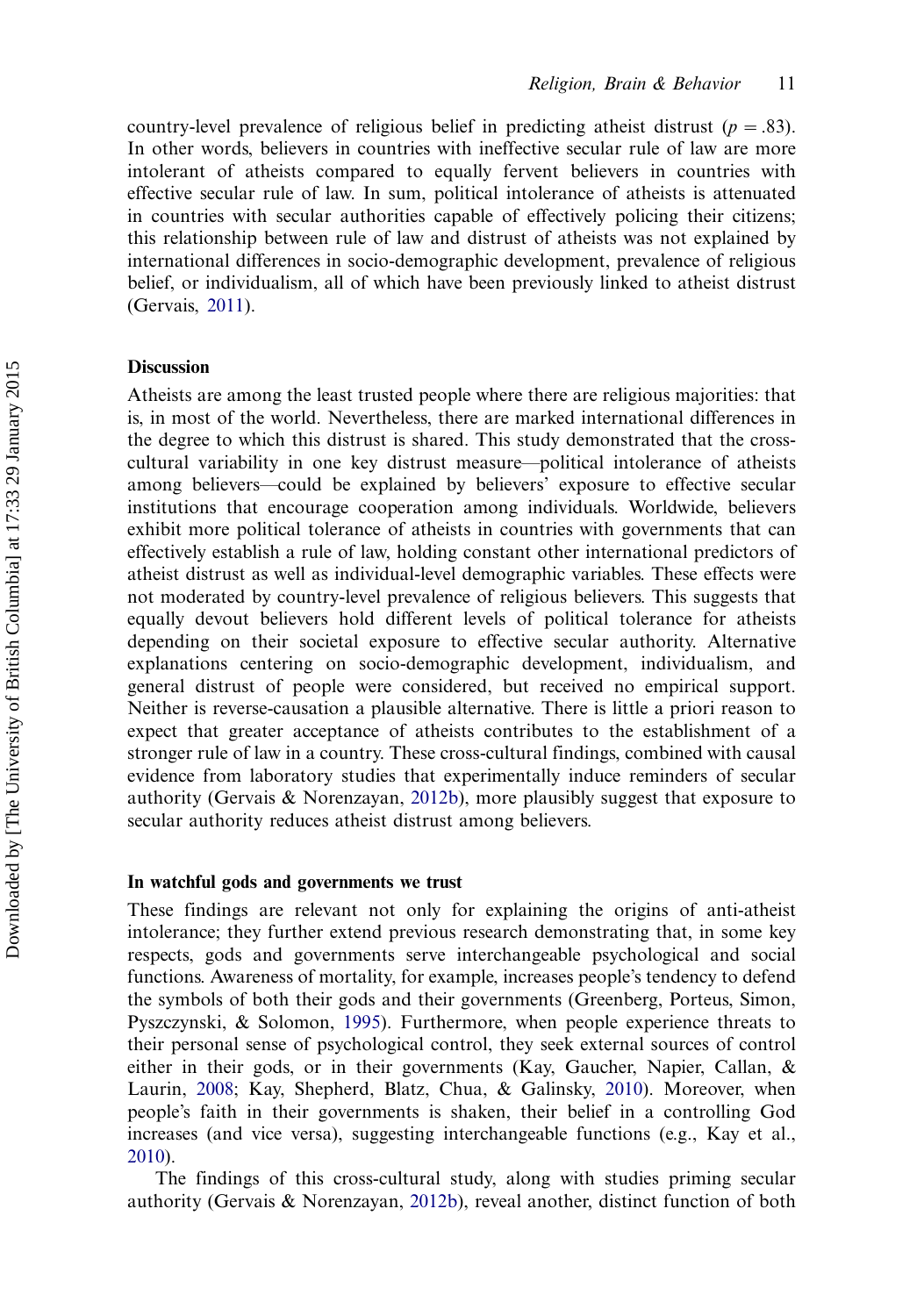country-level prevalence of religious belief in predicting atheist distrust ($p = .83$). In other words, believers in countries with ineffective secular rule of law are more intolerant of atheists compared to equally fervent believers in countries with effective secular rule of law. In sum, political intolerance of atheists is attenuated in countries with secular authorities capable of effectively policing their citizens; this relationship between rule of law and distrust of atheists was not explained by international differences in socio-demographic development, prevalence of religious belief, or individualism, all of which have been previously linked to atheist distrust (Gervais, 2011).

## Discussion

Atheists are among the least trusted people where there are religious majorities: that is, in most of the world. Nevertheless, there are marked international differences in the degree to which this distrust is shared. This study demonstrated that the cross-cultural variability in one key distrust measure—political intolerance of atheists among believers—could be explained by believers' exposure to effective secular institutions that encourage cooperation among individuals. Worldwide, believers exhibit more political tolerance of atheists in countries with governments that can effectively establish a rule of law, holding constant other international predictors of atheist distrust as well as individual-level demographic variables. These effects were not moderated by country-level prevalence of religious believers. This suggests that equally devout believers hold different levels of political tolerance for atheists depending on their societal exposure to effective secular authority. Alternative explanations centering on socio-demographic development, individualism, and general distrust of people were considered, but received no empirical support. Neither is reverse-causation a plausible alternative. There is little a priori reason to expect that greater acceptance of atheists contributes to the establishment of a stronger rule of law in a country. These cross-cultural findings, combined with causal evidence from laboratory studies that experimentally induce reminders of secular authority (Gervais & Norenzayan, 2012b), more plausibly suggest that exposure to secular authority reduces atheist distrust among believers.

### In watchful gods and governments we trust

These findings are relevant not only for explaining the origins of anti-atheist intolerance; they further extend previous research demonstrating that, in some key respects, gods and governments serve interchangeable psychological and social functions. Awareness of mortality, for example, increases people's tendency to defend the symbols of both their gods and their governments (Greenberg, Porteus, Simon, Pyszczynski, & Solomon, 1995). Furthermore, when people experience threats to their personal sense of psychological control, they seek external sources of control either in their gods, or in their governments (Kay, Gaucher, Napier, Callan, & Laurin, 2008; Kay, Shepherd, Blatz, Chua, & Galinsky, 2010). Moreover, when people's faith in their governments is shaken, their belief in a controlling God increases (and vice versa), suggesting interchangeable functions (e.g., Kay et al., 2010).

The findings of this cross-cultural study, along with studies priming secular authority (Gervais & Norenzayan, 2012b), reveal another, distinct function of both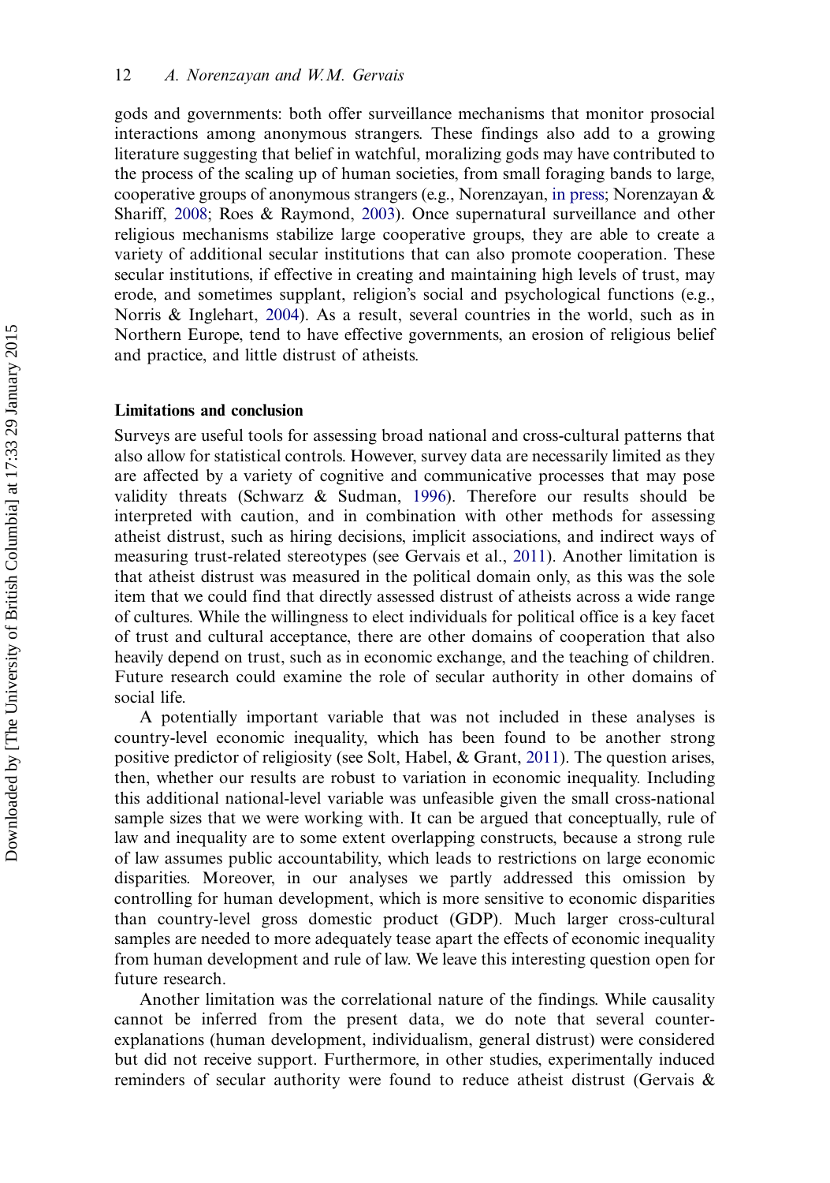gods and governments: both offer surveillance mechanisms that monitor prosocial interactions among anonymous strangers. These findings also add to a growing literature suggesting that belief in watchful, moralizing gods may have contributed to the process of the scaling up of human societies, from small foraging bands to large, cooperative groups of anonymous strangers (e.g., Norenzayan, in press; Norenzayan & Shariff, 2008; Roes & Raymond, 2003). Once supernatural surveillance and other religious mechanisms stabilize large cooperative groups, they are able to create a variety of additional secular institutions that can also promote cooperation. These secular institutions, if effective in creating and maintaining high levels of trust, may erode, and sometimes supplant, religion's social and psychological functions (e.g., Norris & Inglehart, 2004). As a result, several countries in the world, such as in Northern Europe, tend to have effective governments, an erosion of religious belief and practice, and little distrust of atheists.

### Limitations and conclusion

Surveys are useful tools for assessing broad national and cross-cultural patterns that also allow for statistical controls. However, survey data are necessarily limited as they are affected by a variety of cognitive and communicative processes that may pose validity threats (Schwarz & Sudman, 1996). Therefore our results should be interpreted with caution, and in combination with other methods for assessing atheist distrust, such as hiring decisions, implicit associations, and indirect ways of measuring trust-related stereotypes (see Gervais et al., 2011). Another limitation is that atheist distrust was measured in the political domain only, as this was the sole item that we could find that directly assessed distrust of atheists across a wide range of cultures. While the willingness to elect individuals for political office is a key facet of trust and cultural acceptance, there are other domains of cooperation that also heavily depend on trust, such as in economic exchange, and the teaching of children. Future research could examine the role of secular authority in other domains of social life.

A potentially important variable that was not included in these analyses is country-level economic inequality, which has been found to be another strong positive predictor of religiosity (see Solt, Habel, & Grant, 2011). The question arises, then, whether our results are robust to variation in economic inequality. Including this additional national-level variable was unfeasible given the small cross-national sample sizes that we were working with. It can be argued that conceptually, rule of law and inequality are to some extent overlapping constructs, because a strong rule of law assumes public accountability, which leads to restrictions on large economic disparities. Moreover, in our analyses we partly addressed this omission by controlling for human development, which is more sensitive to economic disparities than country-level gross domestic product (GDP). Much larger cross-cultural samples are needed to more adequately tease apart the effects of economic inequality from human development and rule of law. We leave this interesting question open for future research.

Another limitation was the correlational nature of the findings. While causality cannot be inferred from the present data, we do note that several counter-explanations (human development, individualism, general distrust) were considered but did not receive support. Furthermore, in other studies, experimentally induced reminders of secular authority were found to reduce atheist distrust (Gervais &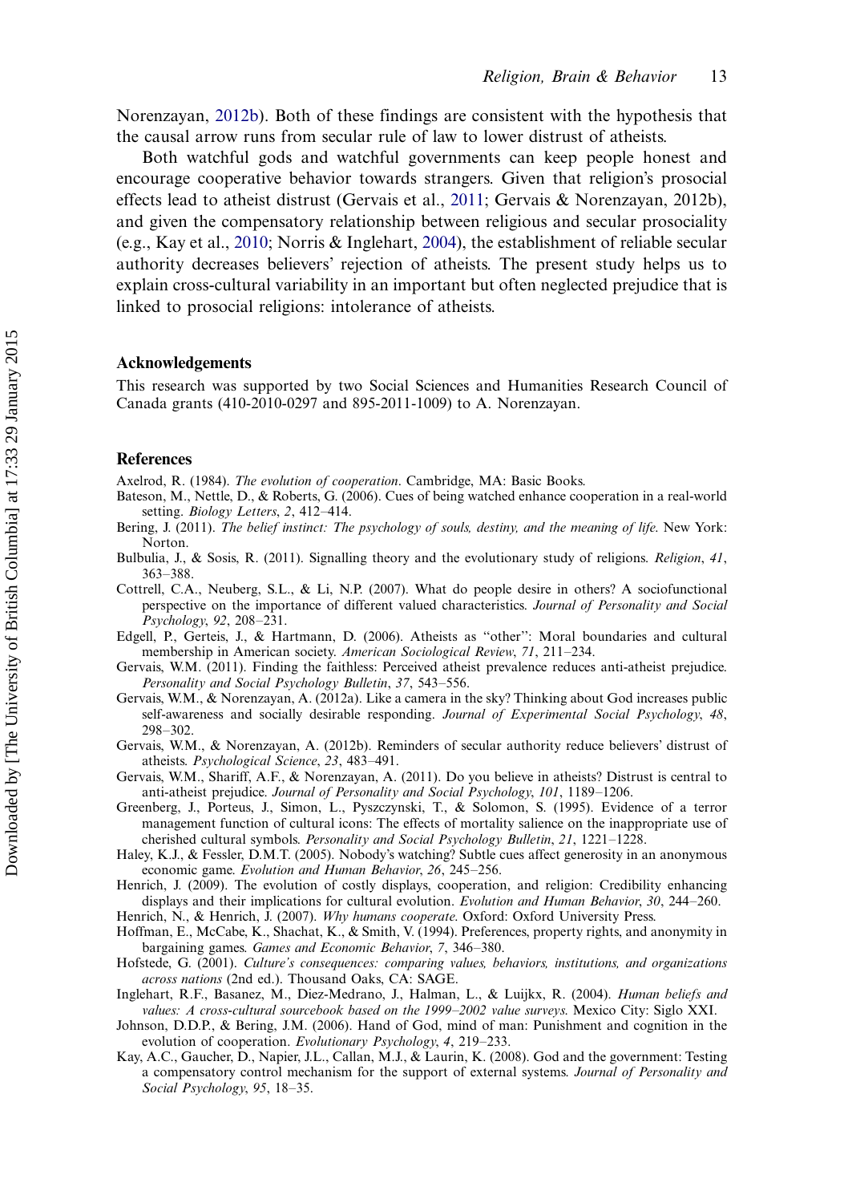Norenzayan, 2012b). Both of these findings are consistent with the hypothesis that the causal arrow runs from secular rule of law to lower distrust of atheists.

Both watchful gods and watchful governments can keep people honest and encourage cooperative behavior towards strangers. Given that religion's prosocial effects lead to atheist distrust (Gervais et al., 2011; Gervais & Norenzayan, 2012b), and given the compensatory relationship between religious and secular prosociality (e.g., Kay et al., 2010; Norris & Inglehart, 2004), the establishment of reliable secular authority decreases believers' rejection of atheists. The present study helps us to explain cross-cultural variability in an important but often neglected prejudice that is linked to prosocial religions: intolerance of atheists.

## Acknowledgements

This research was supported by two Social Sciences and Humanities Research Council of Canada grants (410-2010-0297 and 895-2011-1009) to A. Norenzayan.

## References

Axelrod, R. (1984). *The evolution of cooperation*. Cambridge, MA: Basic Books.

Bateson, M., Nettle, D., & Roberts, G. (2006). Cues of being watched enhance cooperation in a real-world setting. *Biology Letters*, *2*, 412–414.

Bering, J. (2011). *The belief instinct: The psychology of souls, destiny, and the meaning of life*. New York: Norton.

Bulbulia, J., & Sosis, R. (2011). Signalling theory and the evolutionary study of religions. *Religion*, *41*, 363–388.

Cottrell, C.A., Neuberg, S.L., & Li, N.P. (2007). What do people desire in others? A sociofunctional perspective on the importance of different valued characteristics. *Journal of Personality and Social Psychology*, *92*, 208–231.

Edgell, P., Gerteis, J., & Hartmann, D. (2006). Atheists as "other": Moral boundaries and cultural membership in American society. *American Sociological Review*, *71*, 211–234.

Gervais, W.M. (2011). Finding the faithless: Perceived atheist prevalence reduces anti-atheist prejudice. *Personality and Social Psychology Bulletin*, *37*, 543–556.

Gervais, W.M., & Norenzayan, A. (2012a). Like a camera in the sky? Thinking about God increases public self-awareness and socially desirable responding. *Journal of Experimental Social Psychology*, *48*, 298–302.

Gervais, W.M., & Norenzayan, A. (2012b). Reminders of secular authority reduce believers' distrust of atheists. *Psychological Science*, *23*, 483–491.

Gervais, W.M., Shariff, A.F., & Norenzayan, A. (2011). Do you believe in atheists? Distrust is central to anti-atheist prejudice. *Journal of Personality and Social Psychology*, *101*, 1189–1206.

Greenberg, J., Porteus, J., Simon, L., Pyszczynski, T., & Solomon, S. (1995). Evidence of a terror management function of cultural icons: The effects of mortality salience on the inappropriate use of cherished cultural symbols. *Personality and Social Psychology Bulletin*, *21*, 1221–1228.

Haley, K.J., & Fessler, D.M.T. (2005). Nobody's watching? Subtle cues affect generosity in an anonymous economic game. *Evolution and Human Behavior*, *26*, 245–256.

Henrich, J. (2009). The evolution of costly displays, cooperation, and religion: Credibility enhancing displays and their implications for cultural evolution. *Evolution and Human Behavior*, *30*, 244–260.

Henrich, N., & Henrich, J. (2007). *Why humans cooperate*. Oxford: Oxford University Press.

Hoffman, E., McCabe, K., Shachat, K., & Smith, V. (1994). Preferences, property rights, and anonymity in bargaining games. *Games and Economic Behavior*, *7*, 346–380.

Hofstede, G. (2001). *Culture's consequences: comparing values, behaviors, institutions, and organizations across nations* (2nd ed.). Thousand Oaks, CA: SAGE.

Inglehart, R.F., Basanez, M., Diez-Medrano, J., Halman, L., & Luijkx, R. (2004). *Human beliefs and values: A cross-cultural sourcebook based on the 1999–2002 value surveys*. Mexico City: Siglo XXI.

Johnson, D.D.P., & Bering, J.M. (2006). Hand of God, mind of man: Punishment and cognition in the evolution of cooperation. *Evolutionary Psychology*, *4*, 219–233.

Kay, A.C., Gaucher, D., Napier, J.L., Callan, M.J., & Laurin, K. (2008). God and the government: Testing a compensatory control mechanism for the support of external systems. *Journal of Personality and Social Psychology*, *95*, 18–35.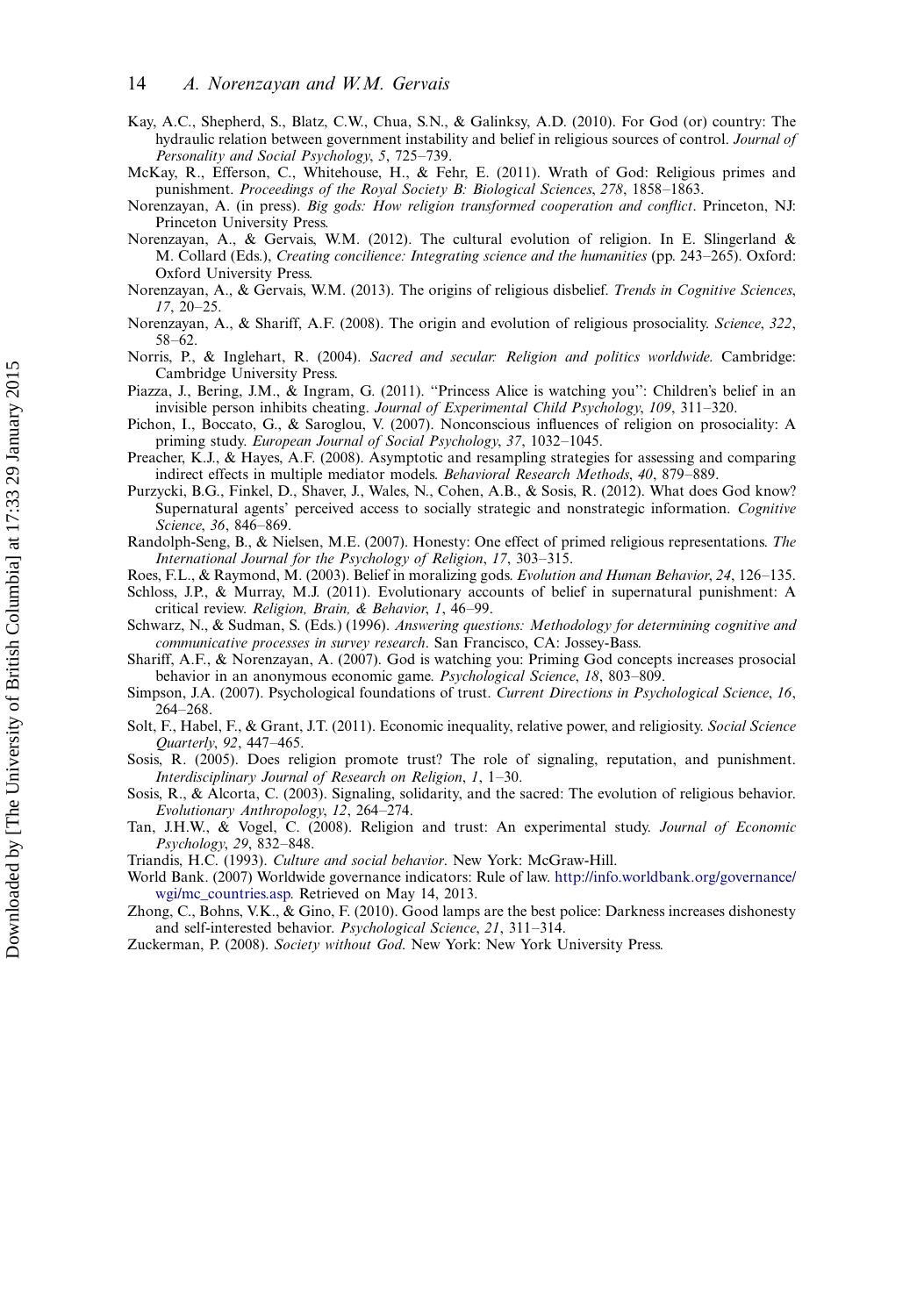Kay, A.C., Shepherd, S., Blatz, C.W., Chua, S.N., & Galinksy, A.D. (2010). For God (or) country: The hydraulic relation between government instability and belief in religious sources of control. *Journal of Personality and Social Psychology*, *5*, 725–739.

McKay, R., Efferson, C., Whitehouse, H., & Fehr, E. (2011). Wrath of God: Religious primes and punishment. *Proceedings of the Royal Society B: Biological Sciences*, *278*, 1858–1863.

Norenzayan, A. (in press). *Big gods: How religion transformed cooperation and conflict*. Princeton, NJ: Princeton University Press.

Norenzayan, A., & Gervais, W.M. (2012). The cultural evolution of religion. In E. Slingerland & M. Collard (Eds.), *Creating concilience: Integrating science and the humanities* (pp. 243–265). Oxford: Oxford University Press.

Norenzayan, A., & Gervais, W.M. (2013). The origins of religious disbelief. *Trends in Cognitive Sciences*, *17*, 20–25.

Norenzayan, A., & Shariff, A.F. (2008). The origin and evolution of religious prosociality. *Science*, *322*, 58–62.

Norris, P., & Inglehart, R. (2004). *Sacred and secular: Religion and politics worldwide*. Cambridge: Cambridge University Press.

Piazza, J., Bering, J.M., & Ingram, G. (2011). "Princess Alice is watching you": Children's belief in an invisible person inhibits cheating. *Journal of Experimental Child Psychology*, *109*, 311–320.

Pichon, I., Boccato, G., & Saroglou, V. (2007). Nonconscious influences of religion on prosociality: A priming study. *European Journal of Social Psychology*, *37*, 1032–1045.

Preacher, K.J., & Hayes, A.F. (2008). Asymptotic and resampling strategies for assessing and comparing indirect effects in multiple mediator models. *Behavioral Research Methods*, *40*, 879–889.

Purzycki, B.G., Finkel, D., Shaver, J., Wales, N., Cohen, A.B., & Sosis, R. (2012). What does God know? Supernatural agents' perceived access to socially strategic and nonstrategic information. *Cognitive Science*, *36*, 846–869.

Randolph-Seng, B., & Nielsen, M.E. (2007). Honesty: One effect of primed religious representations. *The International Journal for the Psychology of Religion*, *17*, 303–315.

Roes, F.L., & Raymond, M. (2003). Belief in moralizing gods. *Evolution and Human Behavior*, *24*, 126–135.

Schloss, J.P., & Murray, M.J. (2011). Evolutionary accounts of belief in supernatural punishment: A critical review. *Religion, Brain, & Behavior*, *1*, 46–99.

Schwarz, N., & Sudman, S. (Eds.) (1996). *Answering questions: Methodology for determining cognitive and communicative processes in survey research*. San Francisco, CA: Jossey-Bass.

Shariff, A.F., & Norenzayan, A. (2007). God is watching you: Priming God concepts increases prosocial behavior in an anonymous economic game. *Psychological Science*, *18*, 803–809.

Simpson, J.A. (2007). Psychological foundations of trust. *Current Directions in Psychological Science*, *16*, 264–268.

Solt, F., Habel, F., & Grant, J.T. (2011). Economic inequality, relative power, and religiosity. *Social Science Quarterly*, *92*, 447–465.

Sosis, R. (2005). Does religion promote trust? The role of signaling, reputation, and punishment. *Interdisciplinary Journal of Research on Religion*, *1*, 1–30.

Sosis, R., & Alcorta, C. (2003). Signaling, solidarity, and the sacred: The evolution of religious behavior. *Evolutionary Anthropology*, *12*, 264–274.

Tan, J.H.W., & Vogel, C. (2008). Religion and trust: An experimental study. *Journal of Economic Psychology*, *29*, 832–848.

Triandis, H.C. (1993). *Culture and social behavior*. New York: McGraw-Hill.

World Bank. (2007) Worldwide governance indicators: Rule of law. http://info.worldbank.org/governance/wgi/mc_countries.asp. Retrieved on May 14, 2013.

Zhong, C., Bohns, V.K., & Gino, F. (2010). Good lamps are the best police: Darkness increases dishonesty and self-interested behavior. *Psychological Science*, *21*, 311–314.

Zuckerman, P. (2008). *Society without God*. New York: New York University Press.